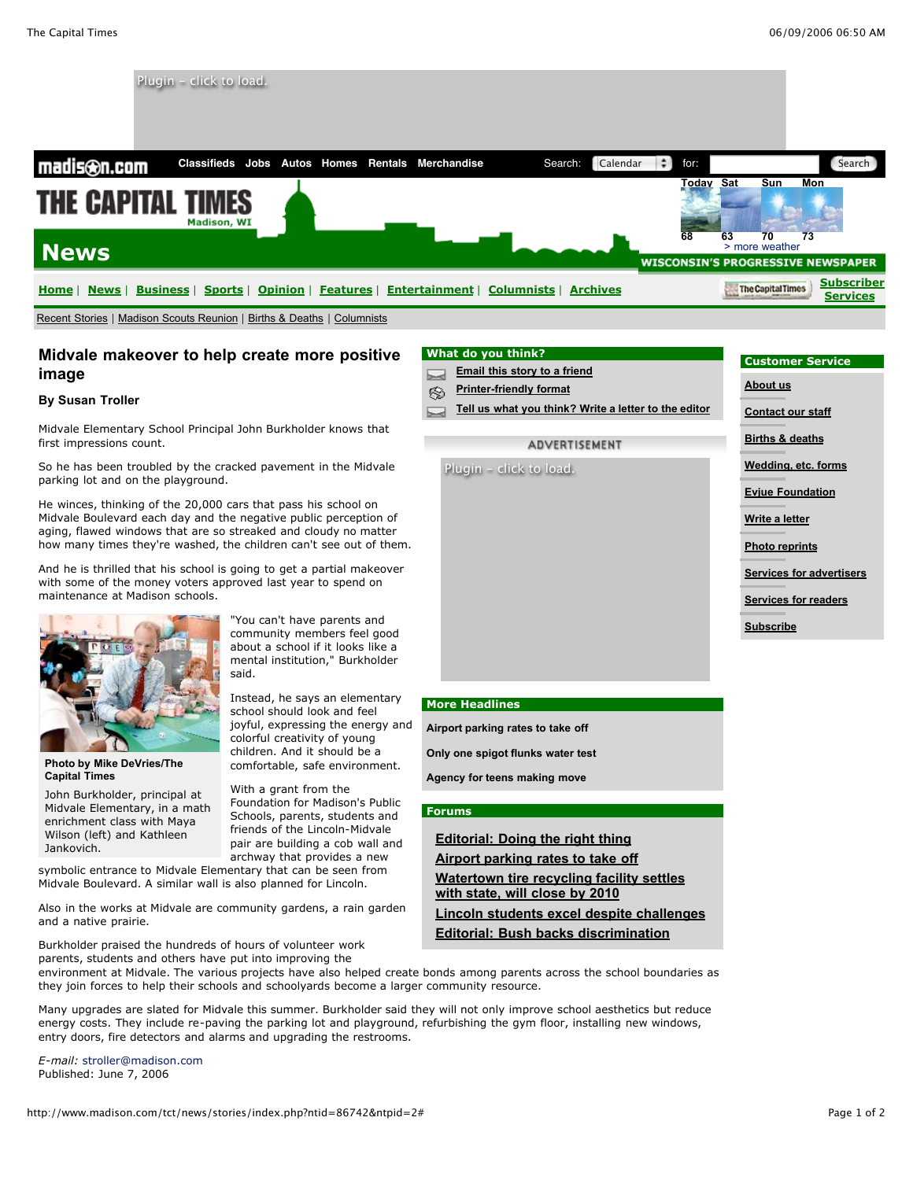# Midvale makeover to help create more positive image

**By Susan Troller**

Midvale Elementary School Principal John Burkholder knows that first impressions count.

So he has been troubled by the cracked pavement in the Midvale parking lot and on the playground.

He winces, thinking of the 20,000 cars that pass his school on Midvale Boulevard each day and the negative public perception of aging, flawed windows that are so streaked and cloudy no matter how many times they're washed, the children can't see out of them.

And he is thrilled that his school is going to get a partial makeover with some of the money voters approved last year to spend on maintenance at Madison schools.

**Photo by Mike DeVries/The Capital Times**

John Burkholder, principal at Midvale Elementary, in a math enrichment class with Maya Wilson (left) and Kathleen Jankovich.

"You can't have parents and community members feel good about a school if it looks like a mental institution," Burkholder said.

Instead, he says an elementary school should look and feel joyful, expressing the energy and colorful creativity of young children. And it should be a comfortable, safe environment.

With a grant from the Foundation for Madison's Public Schools, parents, students and friends of the Lincoln-Midvale pair are building a cob wall and archway that provides a new symbolic entrance to Midvale Elementary that can be seen from Midvale Boulevard. A similar wall is also planned for Lincoln.

Also in the works at Midvale are community gardens, a rain garden and a native prairie.

Burkholder praised the hundreds of hours of volunteer work parents, students and others have put into improving the environment at Midvale. The various projects have also helped create bonds among parents across the school boundaries as they join forces to help their schools and schoolyards become a larger community resource.

Many upgrades are slated for Midvale this summer. Burkholder said they will not only improve school aesthetics but reduce energy costs. They include re-paving the parking lot and playground, refurbishing the gym floor, installing new windows, entry doors, fire detectors and alarms and upgrading the restrooms.

*E-mail:* stroller@madison.com
Published: June 7, 2006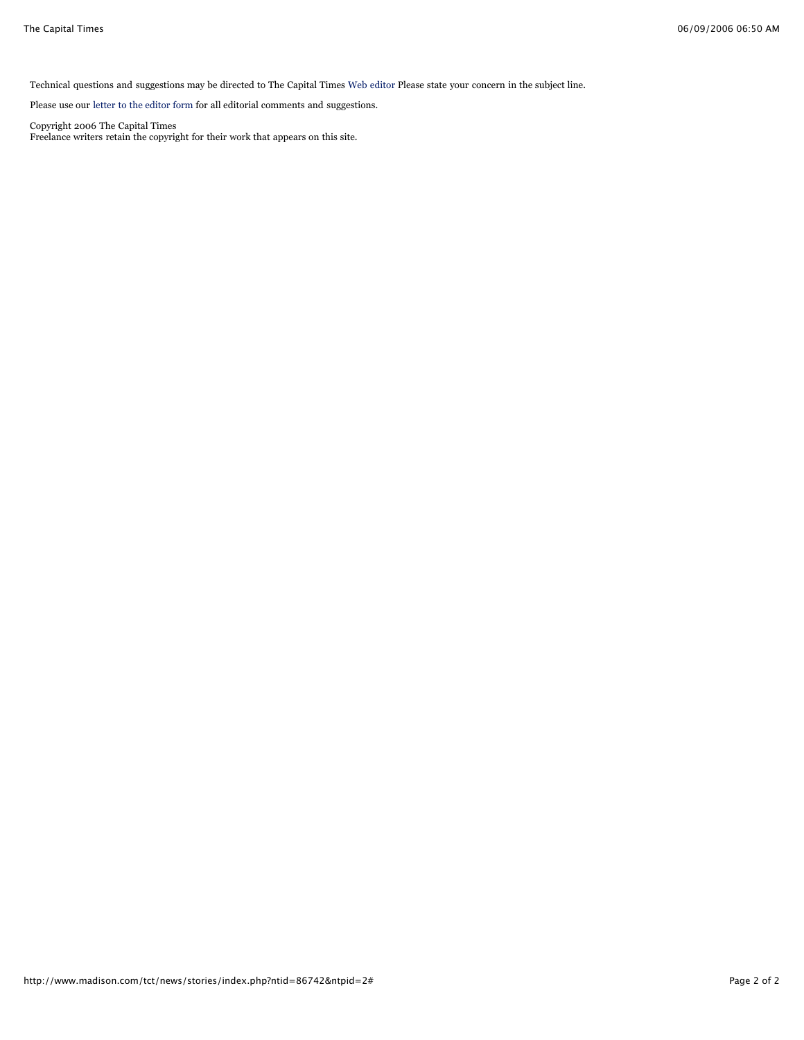Technical questions and suggestions may be directed to The Capital Times Web editor Please state your concern in the subject line.

Please use our letter to the editor form for all editorial comments and suggestions.

Copyright 2006 The Capital Times
Freelance writers retain the copyright for their work that appears on this site.